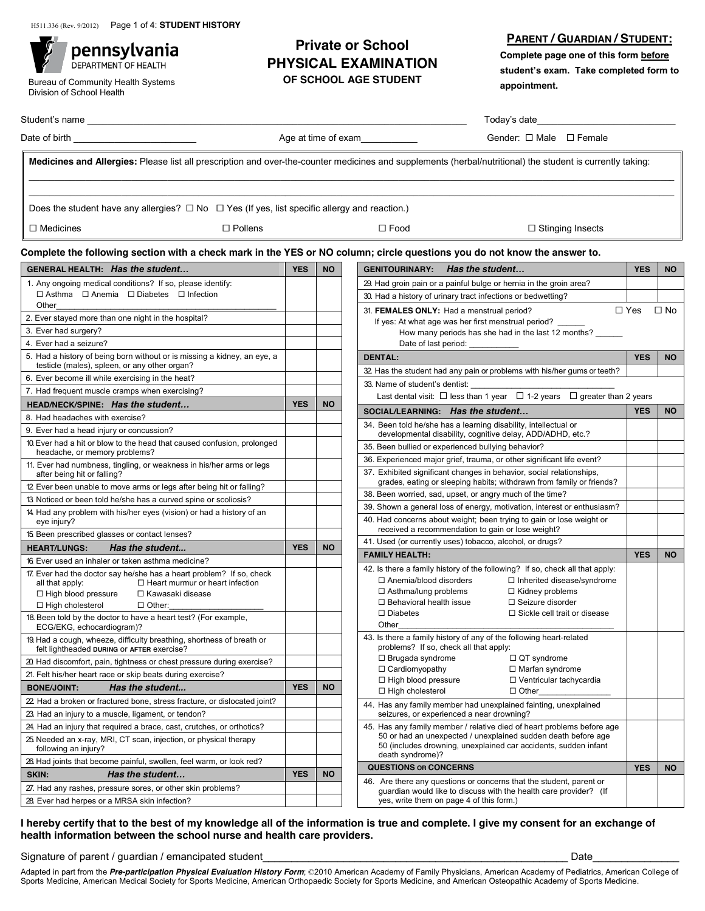H511.336 (Rev. 9/2012) Page 1 of 4: **STUDENT HISTORY**

pennsylvania
DEPARTMENT OF HEALTH

Bureau of Community Health Systems
Division of School Health

# Private or School PHYSICAL EXAMINATION OF SCHOOL AGE STUDENT

**PARENT / GUARDIAN / STUDENT:**
**Complete page one of this form before student's exam. Take completed form to appointment.**

Student's name ______________________________ Today's date ______________

Date of birth ______________ Age at time of exam __________ Gender: ☐ Male ☐ Female

**Medicines and Allergies:** Please list all prescription and over-the-counter medicines and supplements (herbal/nutritional) the student is currently taking:

_______________________________________________

_______________________________________________

Does the student have any allergies? ☐ No ☐ Yes (If yes, list specific allergy and reaction.)

☐ Medicines ☐ Pollens ☐ Food ☐ Stinging Insects

**Complete the following section with a check mark in the YES or NO column; circle questions you do not know the answer to.**

| **GENERAL HEALTH:** ***Has the student…*** | **YES** | **NO** |
|---|---|---|
| 1. Any ongoing medical conditions? If so, please identify: ☐ Asthma ☐ Anemia ☐ Diabetes ☐ Infection Other______________________ | | |
| 2. Ever stayed more than one night in the hospital? | | |
| 3. Ever had surgery? | | |
| 4. Ever had a seizure? | | |
| 5. Had a history of being born without or is missing a kidney, an eye, a testicle (males), spleen, or any other organ? | | |
| 6. Ever become ill while exercising in the heat? | | |
| 7. Had frequent muscle cramps when exercising? | | |
| **HEAD/NECK/SPINE:** ***Has the student…*** | **YES** | **NO** |
| 8. Had headaches with exercise? | | |
| 9. Ever had a head injury or concussion? | | |
| 10. Ever had a hit or blow to the head that caused confusion, prolonged headache, or memory problems? | | |
| 11. Ever had numbness, tingling, or weakness in his/her arms or legs after being hit or falling? | | |
| 12. Ever been unable to move arms or legs after being hit or falling? | | |
| 13. Noticed or been told he/she has a curved spine or scoliosis? | | |
| 14. Had any problem with his/her eyes (vision) or had a history of an eye injury? | | |
| 15. Been prescribed glasses or contact lenses? | | |
| **HEART/LUNGS:** ***Has the student...*** | **YES** | **NO** |
| 16. Ever used an inhaler or taken asthma medicine? | | |
| 17. Ever had the doctor say he/she has a heart problem? If so, check all that apply: ☐ Heart murmur or heart infection ☐ High blood pressure ☐ Kawasaki disease ☐ High cholesterol ☐ Other:______________ | | |
| 18. Been told by the doctor to have a heart test? (For example, ECG/EKG, echocardiogram)? | | |
| 19. Had a cough, wheeze, difficulty breathing, shortness of breath or felt lightheaded **DURING** or **AFTER** exercise? | | |
| 20. Had discomfort, pain, tightness or chest pressure during exercise? | | |
| 21. Felt his/her heart race or skip beats during exercise? | | |
| **BONE/JOINT:** ***Has the student...*** | **YES** | **NO** |
| 22. Had a broken or fractured bone, stress fracture, or dislocated joint? | | |
| 23. Had an injury to a muscle, ligament, or tendon? | | |
| 24. Had an injury that required a brace, cast, crutches, or orthotics? | | |
| 25. Needed an x-ray, MRI, CT scan, injection, or physical therapy following an injury? | | |
| 26. Had joints that become painful, swollen, feel warm, or look red? | | |
| **SKIN:** ***Has the student…*** | **YES** | **NO** |
| 27. Had any rashes, pressure sores, or other skin problems? | | |
| 28. Ever had herpes or a MRSA skin infection? | | |

| **GENITOURINARY:** ***Has the student…*** | **YES** | **NO** |
|---|---|---|
| 29. Had groin pain or a painful bulge or hernia in the groin area? | | |
| 30. Had a history of urinary tract infections or bedwetting? | | |
| 31. **FEMALES ONLY:** Had a menstrual period? If yes: At what age was her first menstrual period? ______ How many periods has she had in the last 12 months? ______ Date of last period: __________ | ☐ Yes | ☐ No |
| **DENTAL:** | **YES** | **NO** |
| 32. Has the student had any pain or problems with his/her gums or teeth? | | |
| 33. Name of student's dentist: ______________________ Last dental visit: ☐ less than 1 year ☐ 1-2 years ☐ greater than 2 years | | |
| **SOCIAL/LEARNING:** ***Has the student…*** | **YES** | **NO** |
| 34. Been told he/she has a learning disability, intellectual or developmental disability, cognitive delay, ADD/ADHD, etc.? | | |
| 35. Been bullied or experienced bullying behavior? | | |
| 36. Experienced major grief, trauma, or other significant life event? | | |
| 37. Exhibited significant changes in behavior, social relationships, grades, eating or sleeping habits; withdrawn from family or friends? | | |
| 38. Been worried, sad, upset, or angry much of the time? | | |
| 39. Shown a general loss of energy, motivation, interest or enthusiasm? | | |
| 40. Had concerns about weight; been trying to gain or lose weight or received a recommendation to gain or lose weight? | | |
| 41. Used (or currently uses) tobacco, alcohol, or drugs? | | |
| **FAMILY HEALTH:** | **YES** | **NO** |
| 42. Is there a family history of the following? If so, check all that apply: ☐ Anemia/blood disorders ☐ Inherited disease/syndrome ☐ Asthma/lung problems ☐ Kidney problems ☐ Behavioral health issue ☐ Seizure disorder ☐ Diabetes ☐ Sickle cell trait or disease Other______________________ | | |
| 43. Is there a family history of any of the following heart-related problems? If so, check all that apply: ☐ Brugada syndrome ☐ QT syndrome ☐ Cardiomyopathy ☐ Marfan syndrome ☐ High blood pressure ☐ Ventricular tachycardia ☐ High cholesterol ☐ Other______________ | | |
| 44. Has any family member had unexplained fainting, unexplained seizures, or experienced a near drowning? | | |
| 45. Has any family member / relative died of heart problems before age 50 or had an unexpected / unexplained sudden death before age 50 (includes drowning, unexplained car accidents, sudden infant death syndrome)? | | |
| **QUESTIONS OR CONCERNS** | **YES** | **NO** |
| 46. Are there any questions or concerns that the student, parent or guardian would like to discuss with the health care provider? (If yes, write them on page 4 of this form.) | | |

**I hereby certify that to the best of my knowledge all of the information is true and complete. I give my consent for an exchange of health information between the school nurse and health care providers.**

Signature of parent / guardian / emancipated student ______________________________ Date ______________

Adapted in part from the ***Pre-participation Physical Evaluation History Form***; ©2010 American Academy of Family Physicians, American Academy of Pediatrics, American College of Sports Medicine, American Medical Society for Sports Medicine, American Orthopaedic Society for Sports Medicine, and American Osteopathic Academy of Sports Medicine.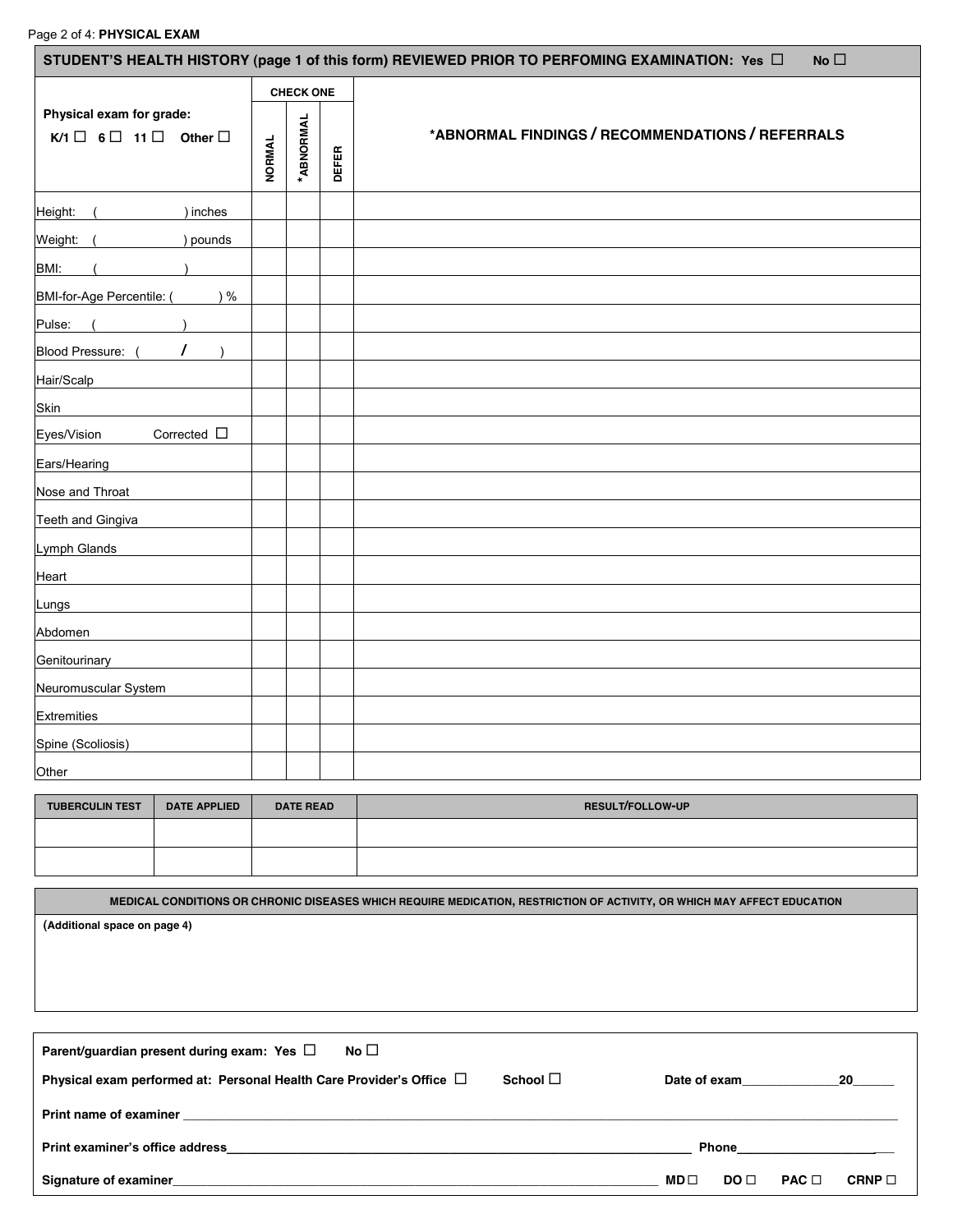## PHYSICAL EXAM

**STUDENT'S HEALTH HISTORY (page 1 of this form) REVIEWED PRIOR TO PERFOMING EXAMINATION: Yes ☐ No ☐**

| **Physical exam for grade:** K/1 ☐ 6 ☐ 11 ☐ Other ☐ | **CHECK ONE** | | | **\*ABNORMAL FINDINGS / RECOMMENDATIONS / REFERRALS** |
|---|---|---|---|---|
| | **NORMAL** | **\*ABNORMAL** | **DEFER** | |
| Height: ( ) inches | | | | |
| Weight: ( ) pounds | | | | |
| BMI: ( ) | | | | |
| BMI-for-Age Percentile: ( ) % | | | | |
| Pulse: ( ) | | | | |
| Blood Pressure: ( / ) | | | | |
| Hair/Scalp | | | | |
| Skin | | | | |
| Eyes/Vision Corrected ☐ | | | | |
| Ears/Hearing | | | | |
| Nose and Throat | | | | |
| Teeth and Gingiva | | | | |
| Lymph Glands | | | | |
| Heart | | | | |
| Lungs | | | | |
| Abdomen | | | | |
| Genitourinary | | | | |
| Neuromuscular System | | | | |
| Extremities | | | | |
| Spine (Scoliosis) | | | | |
| Other | | | | |

| TUBERCULIN TEST | DATE APPLIED | DATE READ | RESULT/FOLLOW-UP |
|---|---|---|---|
| | | | |
| | | | |

**MEDICAL CONDITIONS OR CHRONIC DISEASES WHICH REQUIRE MEDICATION, RESTRICTION OF ACTIVITY, OR WHICH MAY AFFECT EDUCATION**

(Additional space on page 4)

**Parent/guardian present during exam: Yes ☐ No ☐**

**Physical exam performed at: Personal Health Care Provider's Office ☐ School ☐ Date of exam______________20______**

**Print name of examiner** ____________________________________________

**Print examiner's office address**______________________________ **Phone**____________________

**Signature of examiner**______________________________ **MD ☐ DO ☐ PAC ☐ CRNP ☐**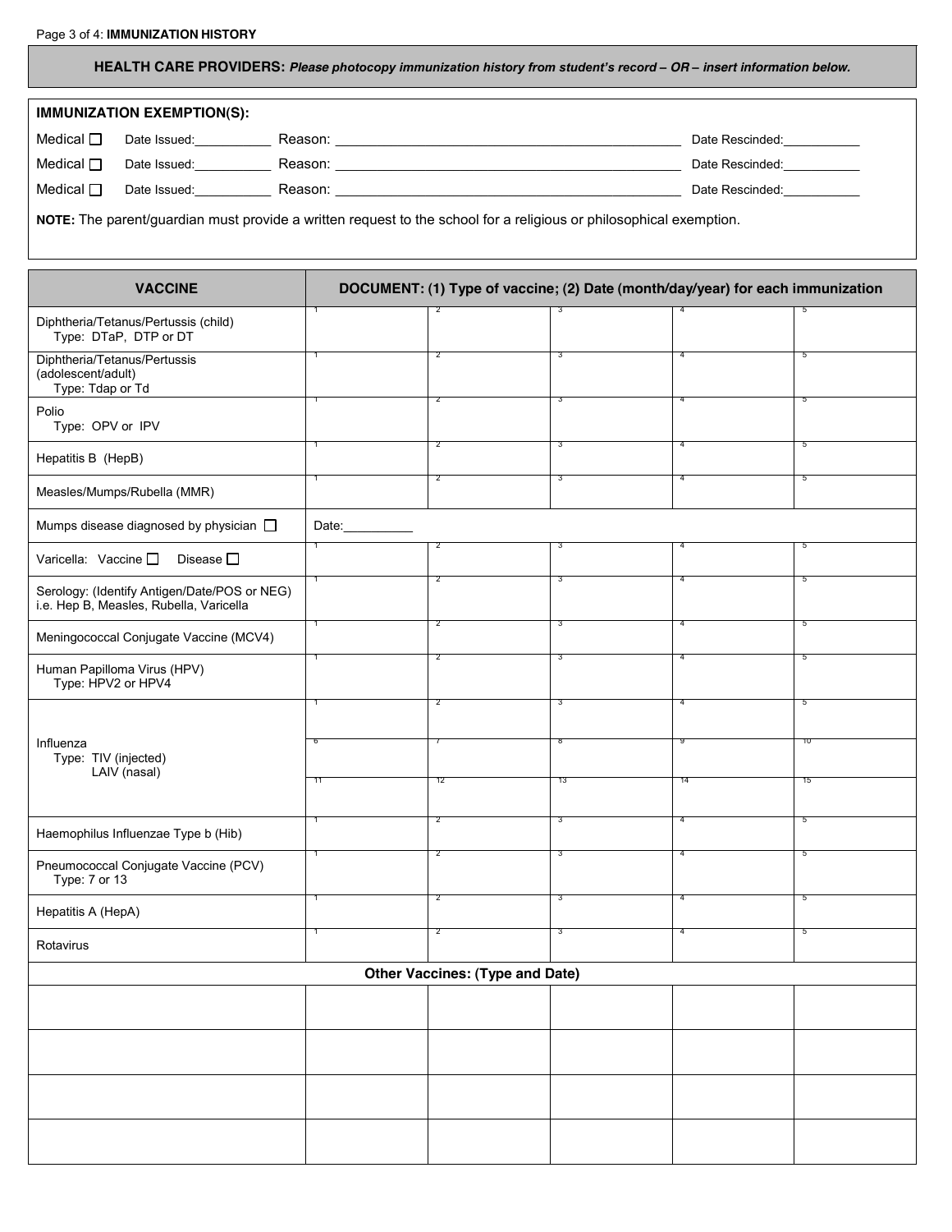**HEALTH CARE PROVIDERS:** ***Please photocopy immunization history from student's record – OR – insert information below.***

**IMMUNIZATION EXEMPTION(S):**

Medical ☐ Date Issued:__________ Reason: ____________________________________________ Date Rescinded:__________

Medical ☐ Date Issued:__________ Reason: ____________________________________________ Date Rescinded:__________

Medical ☐ Date Issued:__________ Reason: ____________________________________________ Date Rescinded:__________

**NOTE:** The parent/guardian must provide a written request to the school for a religious or philosophical exemption.

| VACCINE | DOCUMENT: (1) Type of vaccine; (2) Date (month/day/year) for each immunization | | | | |
|---|---|---|---|---|---|
| Diphtheria/Tetanus/Pertussis (child) Type: DTaP, DTP or DT | 1 | 2 | 3 | 4 | 5 |
| Diphtheria/Tetanus/Pertussis (adolescent/adult) Type: Tdap or Td | 1 | 2 | 3 | 4 | 5 |
| Polio Type: OPV or IPV | 1 | 2 | 3 | 4 | 5 |
| Hepatitis B (HepB) | 1 | 2 | 3 | 4 | 5 |
| Measles/Mumps/Rubella (MMR) | 1 | 2 | 3 | 4 | 5 |
| Mumps disease diagnosed by physician ☐ | Date:__________ | | | | |
| Varicella: Vaccine ☐ Disease ☐ | 1 | 2 | 3 | 4 | 5 |
| Serology: (Identify Antigen/Date/POS or NEG) i.e. Hep B, Measles, Rubella, Varicella | 1 | 2 | 3 | 4 | 5 |
| Meningococcal Conjugate Vaccine (MCV4) | 1 | 2 | 3 | 4 | 5 |
| Human Papilloma Virus (HPV) Type: HPV2 or HPV4 | 1 | 2 | 3 | 4 | 5 |
| Influenza Type: TIV (injected) LAIV (nasal) | 1 | 2 | 3 | 4 | 5 |
| | 6 | 7 | 8 | 9 | 10 |
| | 11 | 12 | 13 | 14 | 15 |
| Haemophilus Influenzae Type b (Hib) | 1 | 2 | 3 | 4 | 5 |
| Pneumococcal Conjugate Vaccine (PCV) Type: 7 or 13 | 1 | 2 | 3 | 4 | 5 |
| Hepatitis A (HepA) | 1 | 2 | 3 | 4 | 5 |
| Rotavirus | 1 | 2 | 3 | 4 | 5 |
| **Other Vaccines: (Type and Date)** | | | | | |
| | | | | | |
| | | | | | |
| | | | | | |
| | | | | | |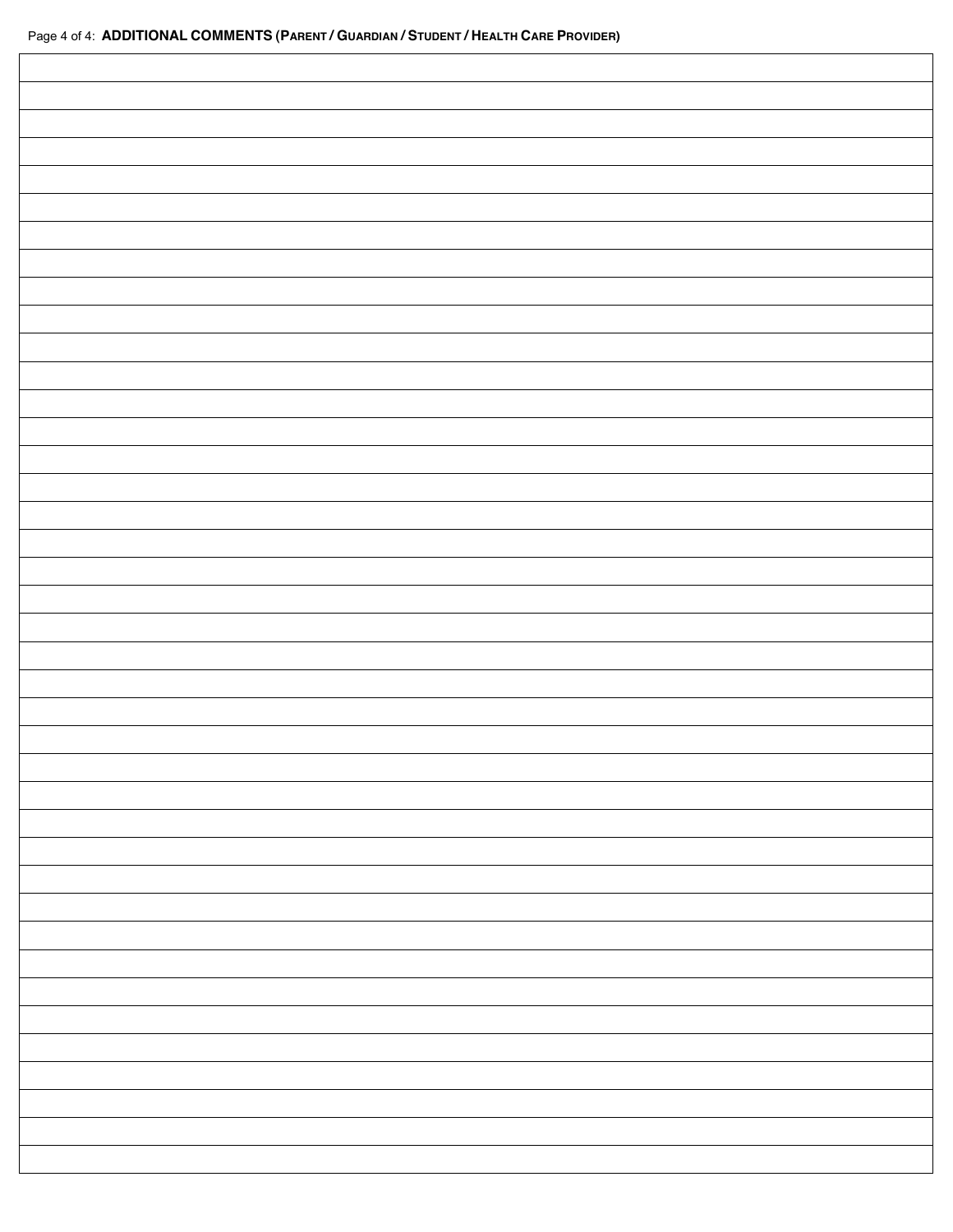**ADDITIONAL COMMENTS (PARENT / GUARDIAN / STUDENT / HEALTH CARE PROVIDER)**